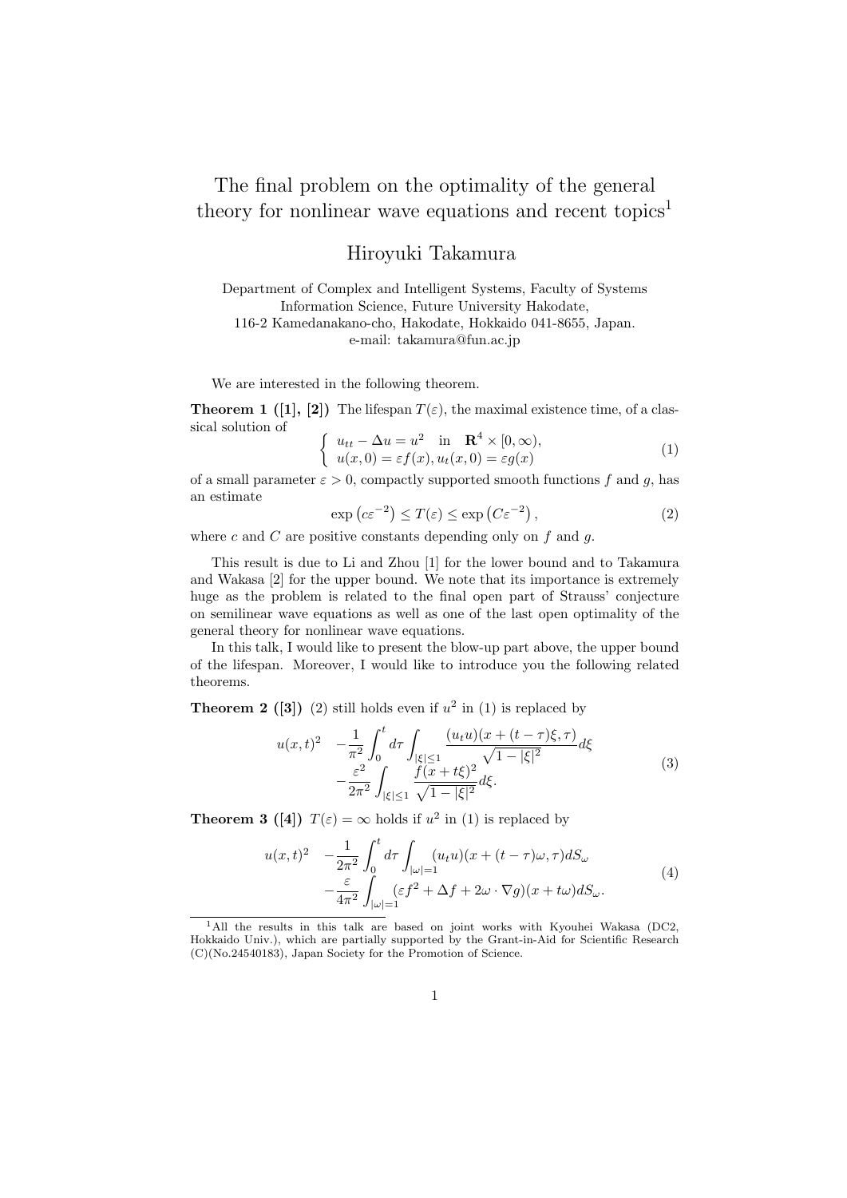# The final problem on the optimality of the general theory for nonlinear wave equations and recent topics[1]

## Hiroyuki Takamura

Department of Complex and Intelligent Systems, Faculty of Systems Information Science, Future University Hakodate, 116-2 Kamedanakano-cho, Hakodate, Hokkaido 041-8655, Japan.
e-mail: takamura@fun.ac.jp

We are interested in the following theorem.

**Theorem 1 ([1], [2])** The lifespan $T(\varepsilon)$, the maximal existence time, of a classical solution of

$$
\left\{ \begin{array}{l} u_{tt} - \Delta u = u^2 \quad \text{in} \quad \mathbf{R}^4 \times [0, \infty), \\ u(x,0) = \varepsilon f(x), u_t(x,0) = \varepsilon g(x) \end{array} \right. \tag{1}
$$

of a small parameter $\varepsilon > 0$, compactly supported smooth functions $f$ and $g$, has an estimate

$$
\exp\left(c\varepsilon^{-2}\right) \le T(\varepsilon) \le \exp\left(C\varepsilon^{-2}\right), \tag{2}
$$

where $c$ and $C$ are positive constants depending only on $f$ and $g$.

This result is due to Li and Zhou [1] for the lower bound and to Takamura and Wakasa [2] for the upper bound. We note that its importance is extremely huge as the problem is related to the final open part of Strauss' conjecture on semilinear wave equations as well as one of the last open optimality of the general theory for nonlinear wave equations.

In this talk, I would like to present the blow-up part above, the upper bound of the lifespan. Moreover, I would like to introduce you the following related theorems.

**Theorem 2 ([3])** (2) still holds even if $u^2$ in (1) is replaced by

$$
\begin{aligned} u(x,t)^2 \quad & -\frac{1}{\pi^2}\int_0^t d\tau \int_{|\xi|\le 1} \frac{(u_t u)(x+(t-\tau)\xi, \tau)}{\sqrt{1-|\xi|^2}} d\xi \\ & -\frac{\varepsilon^2}{2\pi^2}\int_{|\xi|\le 1} \frac{f(x+t\xi)^2}{\sqrt{1-|\xi|^2}} d\xi. \end{aligned} \tag{3}
$$

**Theorem 3 ([4])** $T(\varepsilon) = \infty$ holds if $u^2$ in (1) is replaced by

$$
\begin{aligned} u(x,t)^2 \quad & -\frac{1}{2\pi^2}\int_0^t d\tau \int_{|\omega|=1} (u_t u)(x+(t-\tau)\omega, \tau) dS_\omega \\ & -\frac{\varepsilon}{4\pi^2}\int_{|\omega|=1} (\varepsilon f^2 + \Delta f + 2\omega\cdot\nabla g)(x+t\omega) dS_\omega. \end{aligned} \tag{4}
$$

[1] All the results in this talk are based on joint works with Kyouhei Wakasa (DC2, Hokkaido Univ.), which are partially supported by the Grant-in-Aid for Scientific Research (C)(No.24540183), Japan Society for the Promotion of Science.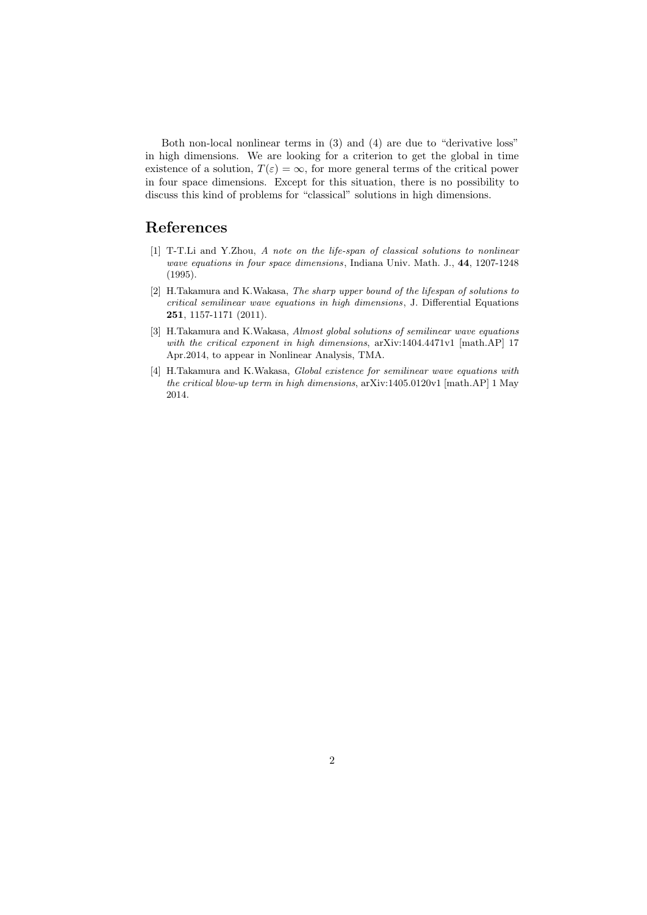Both non-local nonlinear terms in (3) and (4) are due to "derivative loss" in high dimensions. We are looking for a criterion to get the global in time existence of a solution, $T(\varepsilon) = \infty$, for more general terms of the critical power in four space dimensions. Except for this situation, there is no possibility to discuss this kind of problems for "classical" solutions in high dimensions.

## References

[1] T-T.Li and Y.Zhou, *A note on the life-span of classical solutions to nonlinear wave equations in four space dimensions*, Indiana Univ. Math. J., **44**, 1207-1248 (1995).

[2] H.Takamura and K.Wakasa, *The sharp upper bound of the lifespan of solutions to critical semilinear wave equations in high dimensions*, J. Differential Equations **251**, 1157-1171 (2011).

[3] H.Takamura and K.Wakasa, *Almost global solutions of semilinear wave equations with the critical exponent in high dimensions*, arXiv:1404.4471v1 [math.AP] 17 Apr.2014, to appear in Nonlinear Analysis, TMA.

[4] H.Takamura and K.Wakasa, *Global existence for semilinear wave equations with the critical blow-up term in high dimensions*, arXiv:1405.0120v1 [math.AP] 1 May 2014.